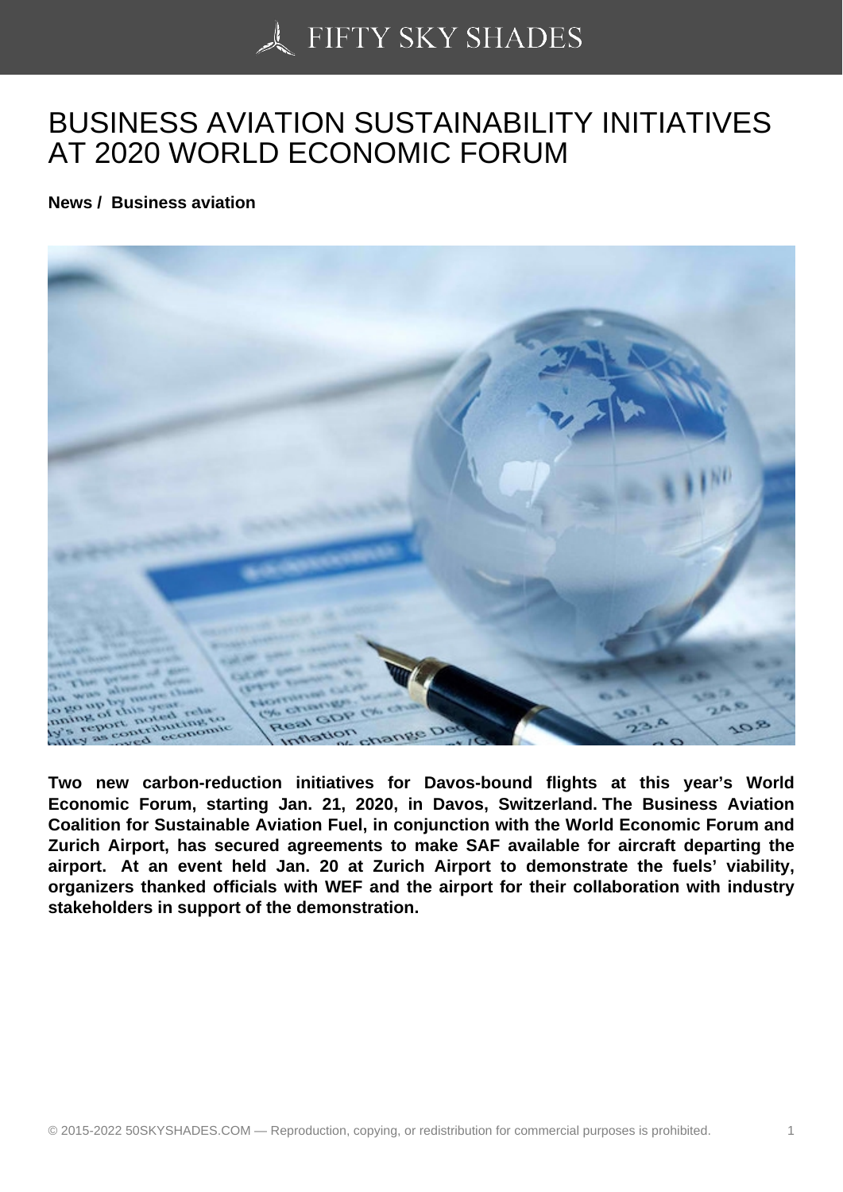# BUSINESS AVIATION SUSTAINABILITY INITIATIVES AT 2020 WORLD ECONOMIC FORUM

**News / Business aviation**

**Two new carbon-reduction initiatives for Davos-bound flights at this year's World Economic Forum, starting Jan. 21, 2020, in Davos, Switzerland. The Business Aviation Coalition for Sustainable Aviation Fuel, in conjunction with the World Economic Forum and Zurich Airport, has secured agreements to make SAF available for aircraft departing the airport. At an event held Jan. 20 at Zurich Airport to demonstrate the fuels' viability, organizers thanked officials with WEF and the airport for their collaboration with industry stakeholders in support of the demonstration.**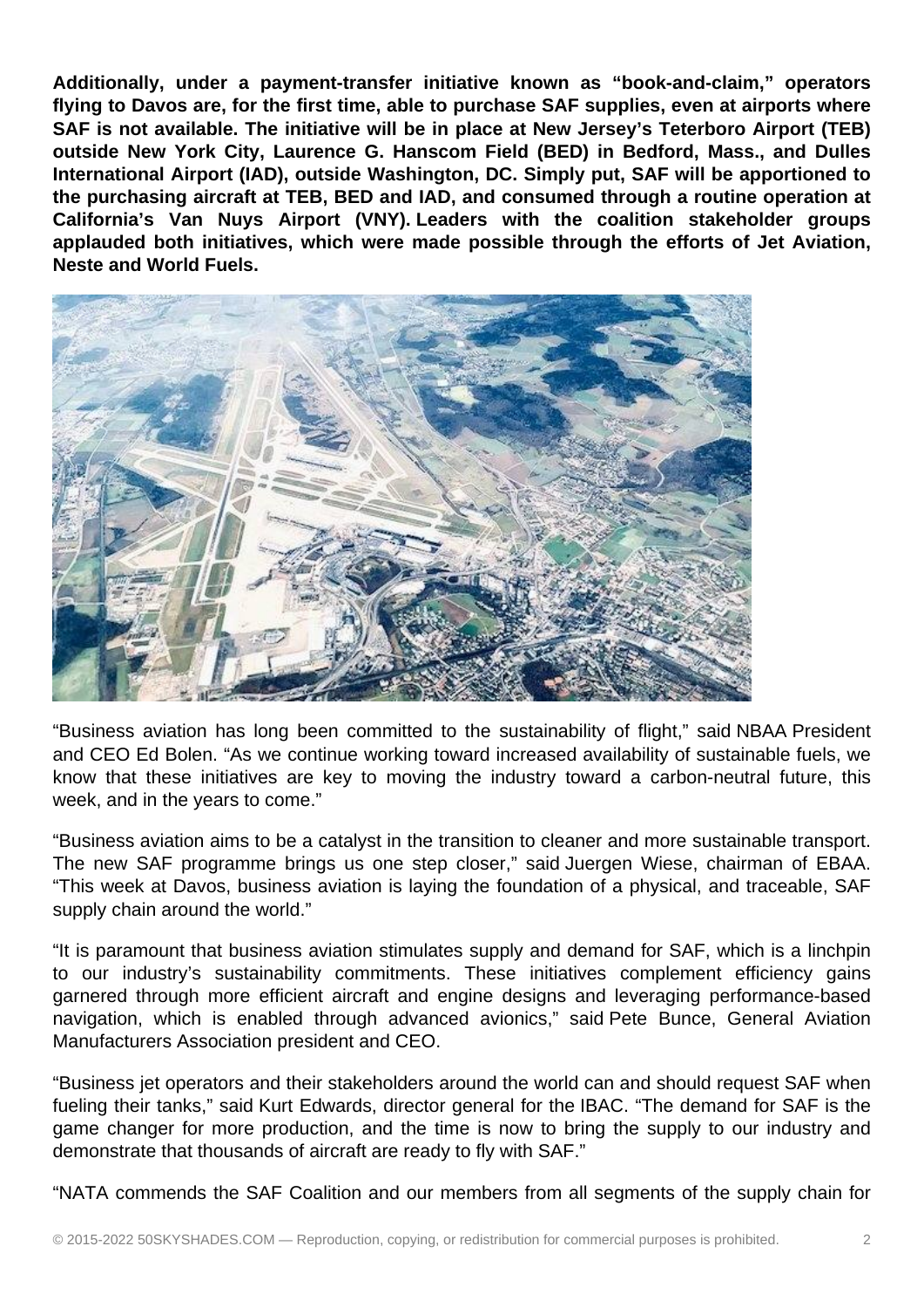**Additionally, under a payment-transfer initiative known as "book-and-claim," operators flying to Davos are, for the first time, able to purchase SAF supplies, even at airports where SAF is not available. The initiative will be in place at New Jersey's Teterboro Airport (TEB) outside New York City, Laurence G. Hanscom Field (BED) in Bedford, Mass., and Dulles International Airport (IAD), outside Washington, DC. Simply put, SAF will be apportioned to the purchasing aircraft at TEB, BED and IAD, and consumed through a routine operation at California's Van Nuys Airport (VNY). Leaders with the coalition stakeholder groups applauded both initiatives, which were made possible through the efforts of Jet Aviation, Neste and World Fuels.**

"Business aviation has long been committed to the sustainability of flight," said NBAA President and CEO Ed Bolen. "As we continue working toward increased availability of sustainable fuels, we know that these initiatives are key to moving the industry toward a carbon-neutral future, this week, and in the years to come."

"Business aviation aims to be a catalyst in the transition to cleaner and more sustainable transport. The new SAF programme brings us one step closer," said Juergen Wiese, chairman of EBAA. "This week at Davos, business aviation is laying the foundation of a physical, and traceable, SAF supply chain around the world."

"It is paramount that business aviation stimulates supply and demand for SAF, which is a linchpin to our industry's sustainability commitments. These initiatives complement efficiency gains garnered through more efficient aircraft and engine designs and leveraging performance-based navigation, which is enabled through advanced avionics," said Pete Bunce, General Aviation Manufacturers Association president and CEO.

"Business jet operators and their stakeholders around the world can and should request SAF when fueling their tanks," said Kurt Edwards, director general for the IBAC. "The demand for SAF is the game changer for more production, and the time is now to bring the supply to our industry and demonstrate that thousands of aircraft are ready to fly with SAF."

"NATA commends the SAF Coalition and our members from all segments of the supply chain for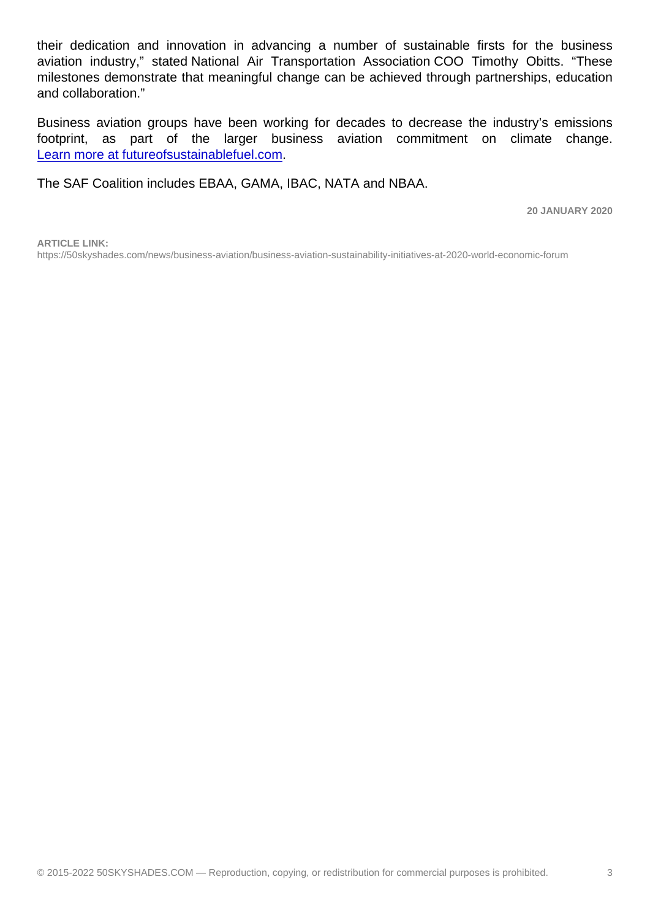their dedication and innovation in advancing a number of sustainable firsts for the business aviation industry," stated National Air Transportation Association COO Timothy Obitts. "These milestones demonstrate that meaningful change can be achieved through partnerships, education and collaboration."

Business aviation groups have been working for decades to decrease the industry's emissions footprint, as part of the larger business aviation commitment on climate change. [Learn more at futureofsustainablefuel.com](https://futureofsustainablefuel.com).

The SAF Coalition includes EBAA, GAMA, IBAC, NATA and NBAA.

**20 JANUARY 2020**

**ARTICLE LINK:**
https://50skyshades.com/news/business-aviation/business-aviation-sustainability-initiatives-at-2020-world-economic-forum

© 2015-2022 50SKYSHADES.COM — Reproduction, copying, or redistribution for commercial purposes is prohibited.